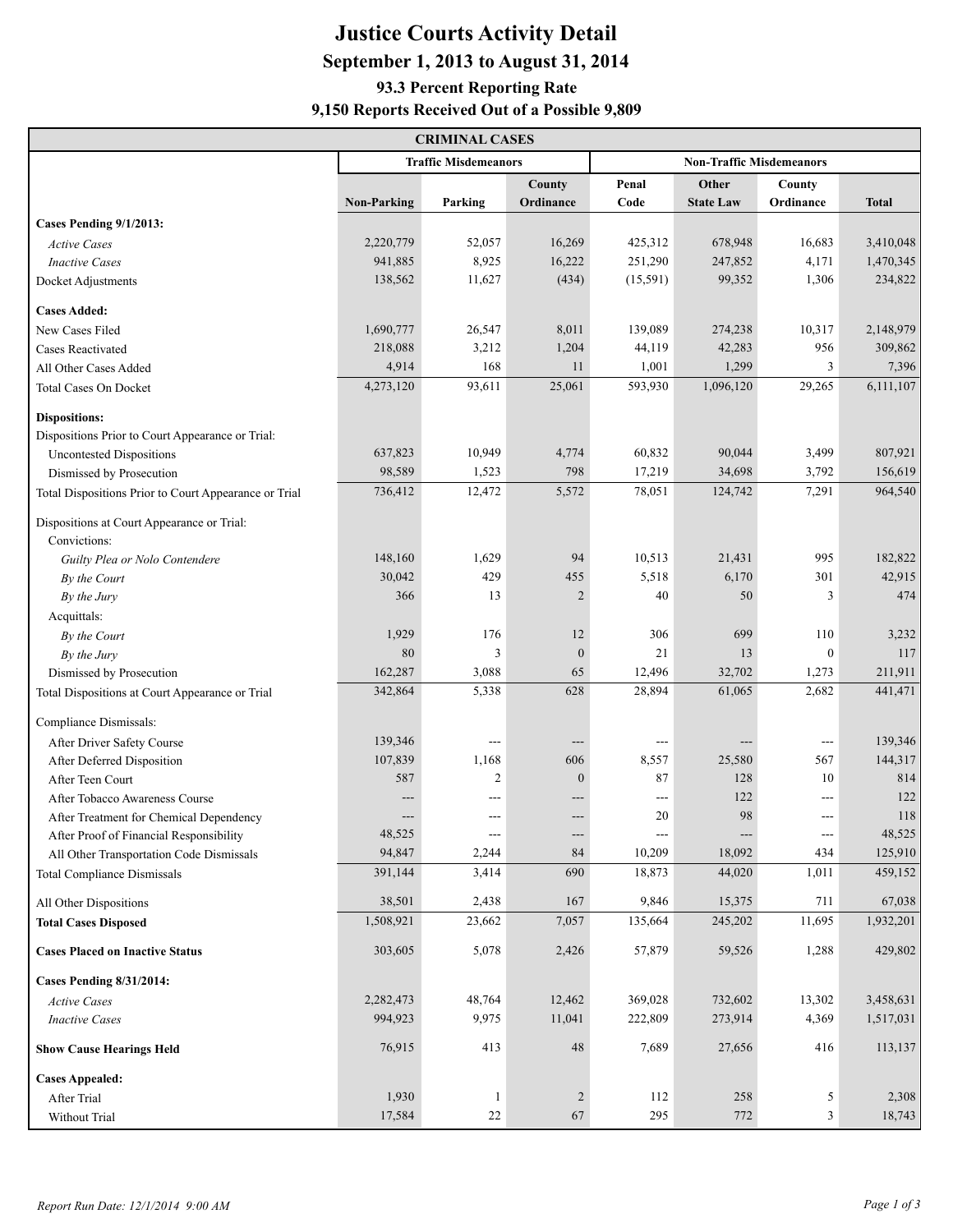# Justice Courts Activity Detail

## September 1, 2013 to August 31, 2014

### 93.3 Percent Reporting Rate

### 9,150 Reports Received Out of a Possible 9,809

| CRIMINAL CASES | Traffic Misdemeanors | | | Non-Traffic Misdemeanors | | | |
|---|---|---|---|---|---|---|---|
| | **Non-Parking** | **Parking** | **County Ordinance** | **Penal Code** | **Other State Law** | **County Ordinance** | **Total** |
| **Cases Pending 9/1/2013:** | | | | | | | |
| *Active Cases* | 2,220,779 | 52,057 | 16,269 | 425,312 | 678,948 | 16,683 | 3,410,048 |
| *Inactive Cases* | 941,885 | 8,925 | 16,222 | 251,290 | 247,852 | 4,171 | 1,470,345 |
| Docket Adjustments | 138,562 | 11,627 | (434) | (15,591) | 99,352 | 1,306 | 234,822 |
| **Cases Added:** | | | | | | | |
| New Cases Filed | 1,690,777 | 26,547 | 8,011 | 139,089 | 274,238 | 10,317 | 2,148,979 |
| Cases Reactivated | 218,088 | 3,212 | 1,204 | 44,119 | 42,283 | 956 | 309,862 |
| All Other Cases Added | 4,914 | 168 | 11 | 1,001 | 1,299 | 3 | 7,396 |
| Total Cases On Docket | 4,273,120 | 93,611 | 25,061 | 593,930 | 1,096,120 | 29,265 | 6,111,107 |
| **Dispositions:** | | | | | | | |
| Dispositions Prior to Court Appearance or Trial: | | | | | | | |
| Uncontested Dispositions | 637,823 | 10,949 | 4,774 | 60,832 | 90,044 | 3,499 | 807,921 |
| Dismissed by Prosecution | 98,589 | 1,523 | 798 | 17,219 | 34,698 | 3,792 | 156,619 |
| Total Dispositions Prior to Court Appearance or Trial | 736,412 | 12,472 | 5,572 | 78,051 | 124,742 | 7,291 | 964,540 |
| Dispositions at Court Appearance or Trial: | | | | | | | |
| Convictions: | | | | | | | |
| *Guilty Plea or Nolo Contendere* | 148,160 | 1,629 | 94 | 10,513 | 21,431 | 995 | 182,822 |
| *By the Court* | 30,042 | 429 | 455 | 5,518 | 6,170 | 301 | 42,915 |
| *By the Jury* | 366 | 13 | 2 | 40 | 50 | 3 | 474 |
| Acquittals: | | | | | | | |
| *By the Court* | 1,929 | 176 | 12 | 306 | 699 | 110 | 3,232 |
| *By the Jury* | 80 | 3 | 0 | 21 | 13 | 0 | 117 |
| Dismissed by Prosecution | 162,287 | 3,088 | 65 | 12,496 | 32,702 | 1,273 | 211,911 |
| Total Dispositions at Court Appearance or Trial | 342,864 | 5,338 | 628 | 28,894 | 61,065 | 2,682 | 441,471 |
| Compliance Dismissals: | | | | | | | |
| After Driver Safety Course | 139,346 | --- | --- | --- | --- | --- | 139,346 |
| After Deferred Disposition | 107,839 | 1,168 | 606 | 8,557 | 25,580 | 567 | 144,317 |
| After Teen Court | 587 | 2 | 0 | 87 | 128 | 10 | 814 |
| After Tobacco Awareness Course | --- | --- | --- | --- | 122 | --- | 122 |
| After Treatment for Chemical Dependency | --- | --- | --- | 20 | 98 | --- | 118 |
| After Proof of Financial Responsibility | 48,525 | --- | --- | --- | --- | --- | 48,525 |
| All Other Transportation Code Dismissals | 94,847 | 2,244 | 84 | 10,209 | 18,092 | 434 | 125,910 |
| Total Compliance Dismissals | 391,144 | 3,414 | 690 | 18,873 | 44,020 | 1,011 | 459,152 |
| All Other Dispositions | 38,501 | 2,438 | 167 | 9,846 | 15,375 | 711 | 67,038 |
| **Total Cases Disposed** | 1,508,921 | 23,662 | 7,057 | 135,664 | 245,202 | 11,695 | 1,932,201 |
| **Cases Placed on Inactive Status** | 303,605 | 5,078 | 2,426 | 57,879 | 59,526 | 1,288 | 429,802 |
| **Cases Pending 8/31/2014:** | | | | | | | |
| *Active Cases* | 2,282,473 | 48,764 | 12,462 | 369,028 | 732,602 | 13,302 | 3,458,631 |
| *Inactive Cases* | 994,923 | 9,975 | 11,041 | 222,809 | 273,914 | 4,369 | 1,517,031 |
| **Show Cause Hearings Held** | 76,915 | 413 | 48 | 7,689 | 27,656 | 416 | 113,137 |
| **Cases Appealed:** | | | | | | | |
| After Trial | 1,930 | 1 | 2 | 112 | 258 | 5 | 2,308 |
| Without Trial | 17,584 | 22 | 67 | 295 | 772 | 3 | 18,743 |

*Report Run Date: 12/1/2014 9:00 AM*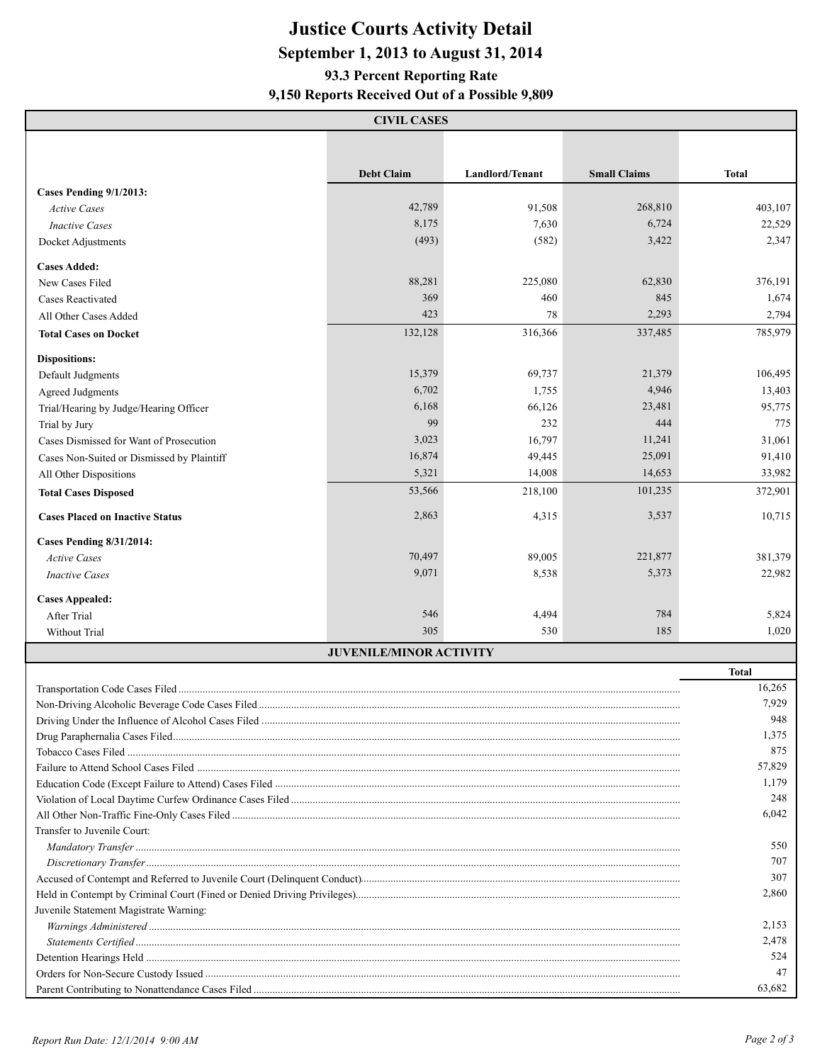# Justice Courts Activity Detail

## September 1, 2013 to August 31, 2014

### 93.3 Percent Reporting Rate

### 9,150 Reports Received Out of a Possible 9,809

## CIVIL CASES

| | Debt Claim | Landlord/Tenant | Small Claims | Total |
|---|---|---|---|---|
| **Cases Pending 9/1/2013:** | | | | |
| *Active Cases* | 42,789 | 91,508 | 268,810 | 403,107 |
| *Inactive Cases* | 8,175 | 7,630 | 6,724 | 22,529 |
| Docket Adjustments | (493) | (582) | 3,422 | 2,347 |
| **Cases Added:** | | | | |
| New Cases Filed | 88,281 | 225,080 | 62,830 | 376,191 |
| Cases Reactivated | 369 | 460 | 845 | 1,674 |
| All Other Cases Added | 423 | 78 | 2,293 | 2,794 |
| **Total Cases on Docket** | 132,128 | 316,366 | 337,485 | 785,979 |
| **Dispositions:** | | | | |
| Default Judgments | 15,379 | 69,737 | 21,379 | 106,495 |
| Agreed Judgments | 6,702 | 1,755 | 4,946 | 13,403 |
| Trial/Hearing by Judge/Hearing Officer | 6,168 | 66,126 | 23,481 | 95,775 |
| Trial by Jury | 99 | 232 | 444 | 775 |
| Cases Dismissed for Want of Prosecution | 3,023 | 16,797 | 11,241 | 31,061 |
| Cases Non-Suited or Dismissed by Plaintiff | 16,874 | 49,445 | 25,091 | 91,410 |
| All Other Dispositions | 5,321 | 14,008 | 14,653 | 33,982 |
| **Total Cases Disposed** | 53,566 | 218,100 | 101,235 | 372,901 |
| **Cases Placed on Inactive Status** | 2,863 | 4,315 | 3,537 | 10,715 |
| **Cases Pending 8/31/2014:** | | | | |
| *Active Cases* | 70,497 | 89,005 | 221,877 | 381,379 |
| *Inactive Cases* | 9,071 | 8,538 | 5,373 | 22,982 |
| **Cases Appealed:** | | | | |
| After Trial | 546 | 4,494 | 784 | 5,824 |
| Without Trial | 305 | 530 | 185 | 1,020 |

## JUVENILE/MINOR ACTIVITY

| | Total |
|---|---|
| Transportation Code Cases Filed | 16,265 |
| Non-Driving Alcoholic Beverage Code Cases Filed | 7,929 |
| Driving Under the Influence of Alcohol Cases Filed | 948 |
| Drug Paraphernalia Cases Filed | 1,375 |
| Tobacco Cases Filed | 875 |
| Failure to Attend School Cases Filed | 57,829 |
| Education Code (Except Failure to Attend) Cases Filed | 1,179 |
| Violation of Local Daytime Curfew Ordinance Cases Filed | 248 |
| All Other Non-Traffic Fine-Only Cases Filed | 6,042 |
| Transfer to Juvenile Court: | |
| *Mandatory Transfer* | 550 |
| *Discretionary Transfer* | 707 |
| Accused of Contempt and Referred to Juvenile Court (Delinquent Conduct) | 307 |
| Held in Contempt by Criminal Court (Fined or Denied Driving Privileges) | 2,860 |
| Juvenile Statement Magistrate Warning: | |
| *Warnings Administered* | 2,153 |
| *Statements Certified* | 2,478 |
| Detention Hearings Held | 524 |
| Orders for Non-Secure Custody Issued | 47 |
| Parent Contributing to Nonattendance Cases Filed | 63,682 |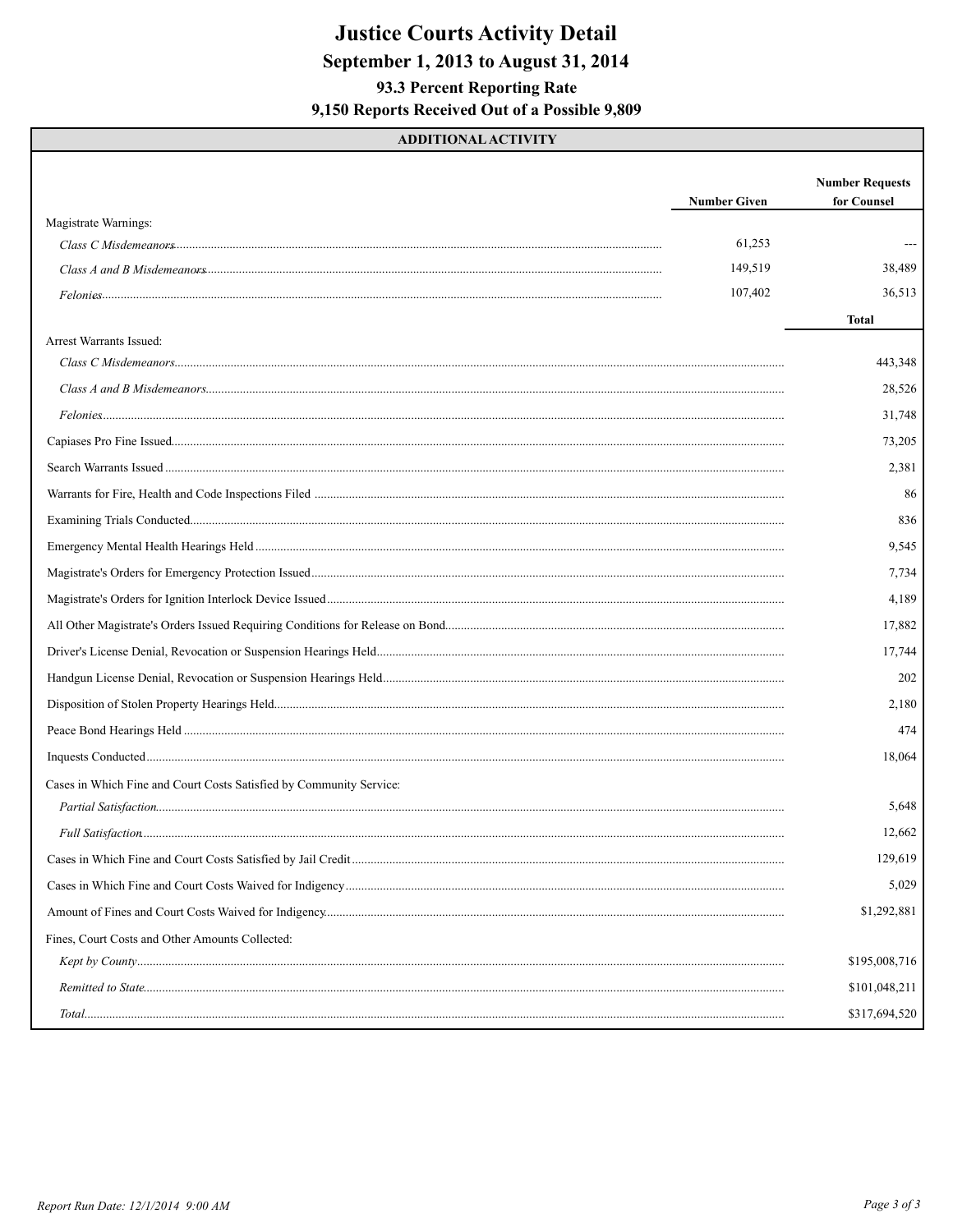# Justice Courts Activity Detail

## September 1, 2013 to August 31, 2014

### 93.3 Percent Reporting Rate

### 9,150 Reports Received Out of a Possible 9,809

**ADDITIONAL ACTIVITY**

| | Number Given | Number Requests for Counsel |
|---|---|---|
| Magistrate Warnings: | | |
| *Class C Misdemeanors* | 61,253 | --- |
| *Class A and B Misdemeanors* | 149,519 | 38,489 |
| *Felonies* | 107,402 | 36,513 |

| | Total |
|---|---|
| Arrest Warrants Issued: | |
| *Class C Misdemeanors* | 443,348 |
| *Class A and B Misdemeanors* | 28,526 |
| *Felonies* | 31,748 |
| Capiases Pro Fine Issued | 73,205 |
| Search Warrants Issued | 2,381 |
| Warrants for Fire, Health and Code Inspections Filed | 86 |
| Examining Trials Conducted | 836 |
| Emergency Mental Health Hearings Held | 9,545 |
| Magistrate's Orders for Emergency Protection Issued | 7,734 |
| Magistrate's Orders for Ignition Interlock Device Issued | 4,189 |
| All Other Magistrate's Orders Issued Requiring Conditions for Release on Bond | 17,882 |
| Driver's License Denial, Revocation or Suspension Hearings Held | 17,744 |
| Handgun License Denial, Revocation or Suspension Hearings Held | 202 |
| Disposition of Stolen Property Hearings Held | 2,180 |
| Peace Bond Hearings Held | 474 |
| Inquests Conducted | 18,064 |
| Cases in Which Fine and Court Costs Satisfied by Community Service: | |
| *Partial Satisfaction* | 5,648 |
| *Full Satisfaction* | 12,662 |
| Cases in Which Fine and Court Costs Satisfied by Jail Credit | 129,619 |
| Cases in Which Fine and Court Costs Waived for Indigency | 5,029 |
| Amount of Fines and Court Costs Waived for Indigency | $1,292,881 |
| Fines, Court Costs and Other Amounts Collected: | |
| *Kept by County* | $195,008,716 |
| *Remitted to State* | $101,048,211 |
| *Total* | $317,694,520 |

*Report Run Date: 12/1/2014 9:00 AM*